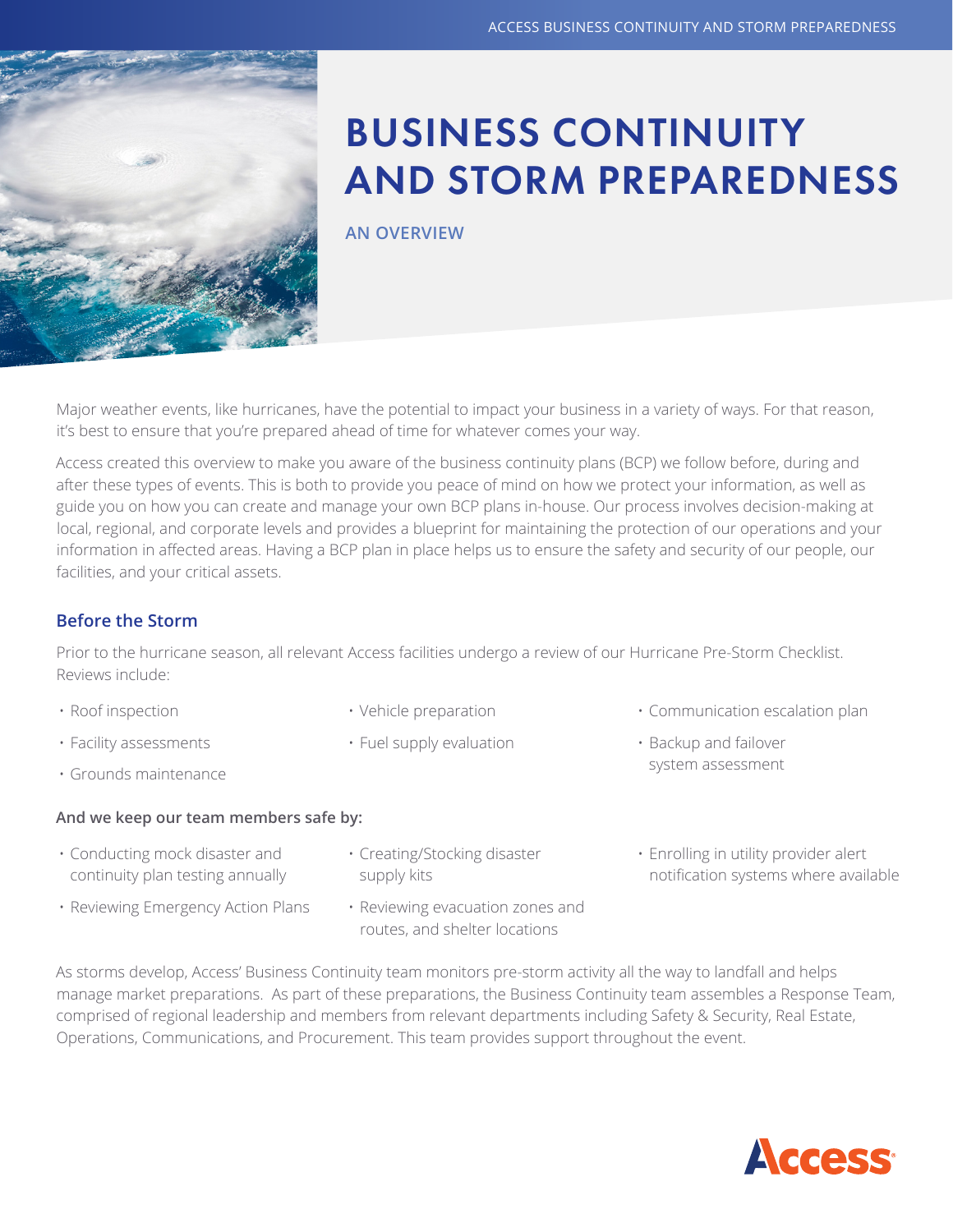# BUSINESS CONTINUITY AND STORM PREPAREDNESS

**AN OVERVIEW**

Major weather events, like hurricanes, have the potential to impact your business in a variety of ways. For that reason, it's best to ensure that you're prepared ahead of time for whatever comes your way.

Access created this overview to make you aware of the business continuity plans (BCP) we follow before, during and after these types of events. This is both to provide you peace of mind on how we protect your information, as well as guide you on how you can create and manage your own BCP plans in-house. Our process involves decision-making at local, regional, and corporate levels and provides a blueprint for maintaining the protection of our operations and your information in affected areas. Having a BCP plan in place helps us to ensure the safety and security of our people, our facilities, and your critical assets.

## Before the Storm

Prior to the hurricane season, all relevant Access facilities undergo a review of our Hurricane Pre-Storm Checklist. Reviews include:

- Roof inspection
- Facility assessments
- Grounds maintenance
- Vehicle preparation
- Fuel supply evaluation
- Communication escalation plan
- Backup and failover system assessment

**And we keep our team members safe by:**

- Conducting mock disaster and continuity plan testing annually
- Reviewing Emergency Action Plans
- Creating/Stocking disaster supply kits
- Reviewing evacuation zones and routes, and shelter locations
- Enrolling in utility provider alert notification systems where available

As storms develop, Access' Business Continuity team monitors pre-storm activity all the way to landfall and helps manage market preparations. As part of these preparations, the Business Continuity team assembles a Response Team, comprised of regional leadership and members from relevant departments including Safety & Security, Real Estate, Operations, Communications, and Procurement. This team provides support throughout the event.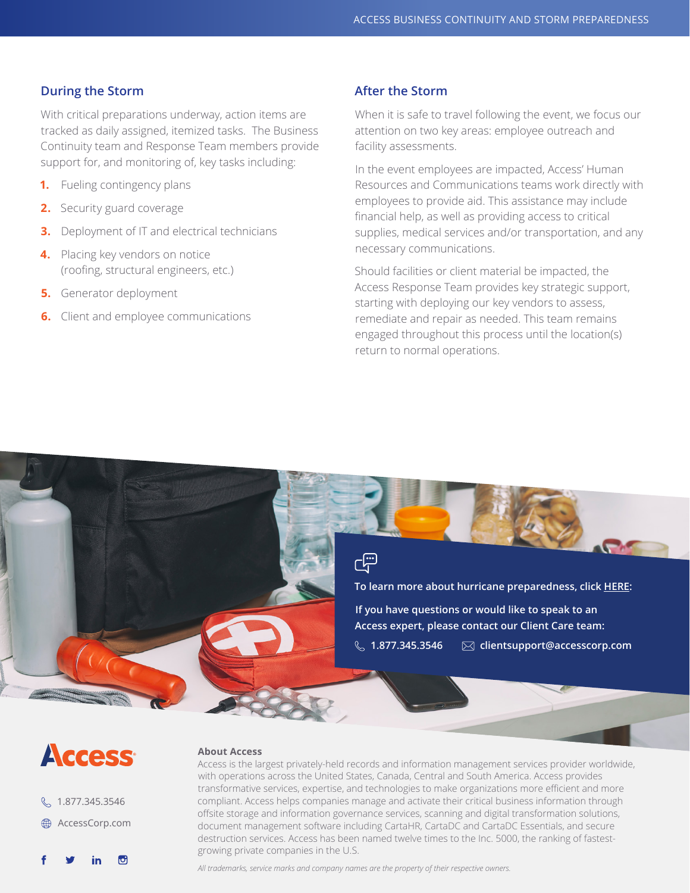## During the Storm

With critical preparations underway, action items are tracked as daily assigned, itemized tasks. The Business Continuity team and Response Team members provide support for, and monitoring of, key tasks including:

1. Fueling contingency plans
2. Security guard coverage
3. Deployment of IT and electrical technicians
4. Placing key vendors on notice (roofing, structural engineers, etc.)
5. Generator deployment
6. Client and employee communications

## After the Storm

When it is safe to travel following the event, we focus our attention on two key areas: employee outreach and facility assessments.

In the event employees are impacted, Access' Human Resources and Communications teams work directly with employees to provide aid. This assistance may include financial help, as well as providing access to critical supplies, medical services and/or transportation, and any necessary communications.

Should facilities or client material be impacted, the Access Response Team provides key strategic support, starting with deploying our key vendors to assess, remediate and repair as needed. This team remains engaged throughout this process until the location(s) return to normal operations.

**To learn more about hurricane preparedness, click HERE:**

**If you have questions or would like to speak to an Access expert, please contact our Client Care team:**

**1.877.345.3546** **clientsupport@accesscorp.com**

Access

1.877.345.3546

AccessCorp.com

**About Access**

Access is the largest privately-held records and information management services provider worldwide, with operations across the United States, Canada, Central and South America. Access provides transformative services, expertise, and technologies to make organizations more efficient and more compliant. Access helps companies manage and activate their critical business information through offsite storage and information governance services, scanning and digital transformation solutions, document management software including CartaHR, CartaDC and CartaDC Essentials, and secure destruction services. Access has been named twelve times to the Inc. 5000, the ranking of fastest-growing private companies in the U.S.

*All trademarks, service marks and company names are the property of their respective owners.*